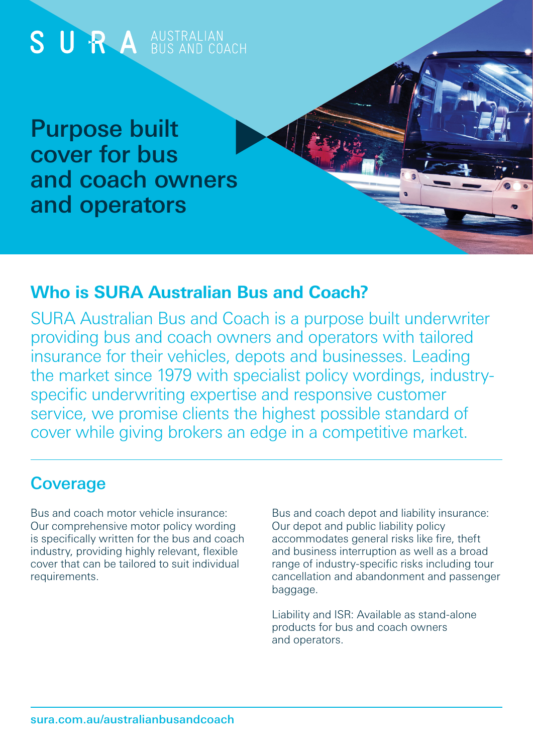SURA AUSTRALIAN BUS AND COACH

# Purpose built cover for bus and coach owners and operators

## Who is SURA Australian Bus and Coach?

SURA Australian Bus and Coach is a purpose built underwriter providing bus and coach owners and operators with tailored insurance for their vehicles, depots and businesses. Leading the market since 1979 with specialist policy wordings, industry-specific underwriting expertise and responsive customer service, we promise clients the highest possible standard of cover while giving brokers an edge in a competitive market.

## Coverage

Bus and coach motor vehicle insurance: Our comprehensive motor policy wording is specifically written for the bus and coach industry, providing highly relevant, flexible cover that can be tailored to suit individual requirements.

Bus and coach depot and liability insurance: Our depot and public liability policy accommodates general risks like fire, theft and business interruption as well as a broad range of industry-specific risks including tour cancellation and abandonment and passenger baggage.

Liability and ISR: Available as stand-alone products for bus and coach owners and operators.

sura.com.au/australianbusandcoach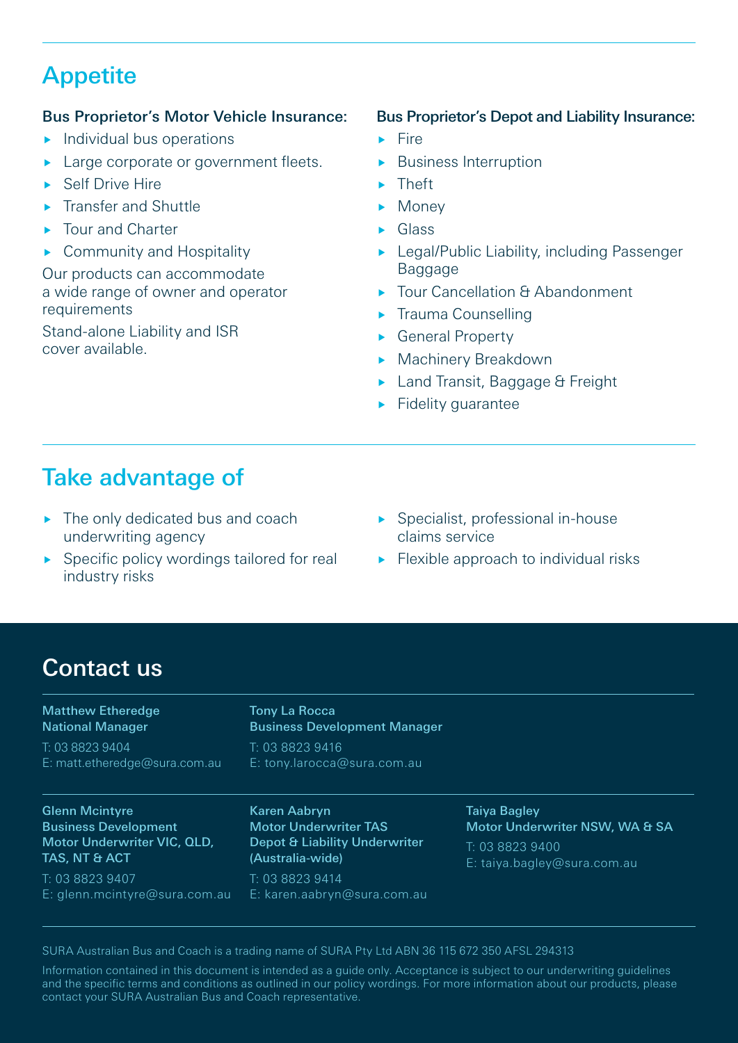## Appetite

### Bus Proprietor's Motor Vehicle Insurance:

- Individual bus operations
- Large corporate or government fleets.
- Self Drive Hire
- Transfer and Shuttle
- Tour and Charter
- Community and Hospitality

Our products can accommodate a wide range of owner and operator requirements

Stand-alone Liability and ISR cover available.

### Bus Proprietor's Depot and Liability Insurance:

- Fire
- Business Interruption
- Theft
- Money
- Glass
- Legal/Public Liability, including Passenger Baggage
- Tour Cancellation & Abandonment
- Trauma Counselling
- General Property
- Machinery Breakdown
- Land Transit, Baggage & Freight
- Fidelity guarantee

## Take advantage of

- The only dedicated bus and coach underwriting agency
- Specific policy wordings tailored for real industry risks
- Specialist, professional in-house claims service
- Flexible approach to individual risks

## Contact us

**Matthew Etheredge**
**National Manager**
T: 03 8823 9404
E: matt.etheredge@sura.com.au

**Tony La Rocca**
**Business Development Manager**
T: 03 8823 9416
E: tony.larocca@sura.com.au

**Glenn Mcintyre**
**Business Development**
**Motor Underwriter VIC, QLD, TAS, NT & ACT**
T: 03 8823 9407
E: glenn.mcintyre@sura.com.au

**Karen Aabryn**
**Motor Underwriter TAS**
**Depot & Liability Underwriter (Australia-wide)**
T: 03 8823 9414
E: karen.aabryn@sura.com.au

**Taiya Bagley**
**Motor Underwriter NSW, WA & SA**
T: 03 8823 9400
E: taiya.bagley@sura.com.au

SURA Australian Bus and Coach is a trading name of SURA Pty Ltd ABN 36 115 672 350 AFSL 294313

Information contained in this document is intended as a guide only. Acceptance is subject to our underwriting guidelines and the specific terms and conditions as outlined in our policy wordings. For more information about our products, please contact your SURA Australian Bus and Coach representative.